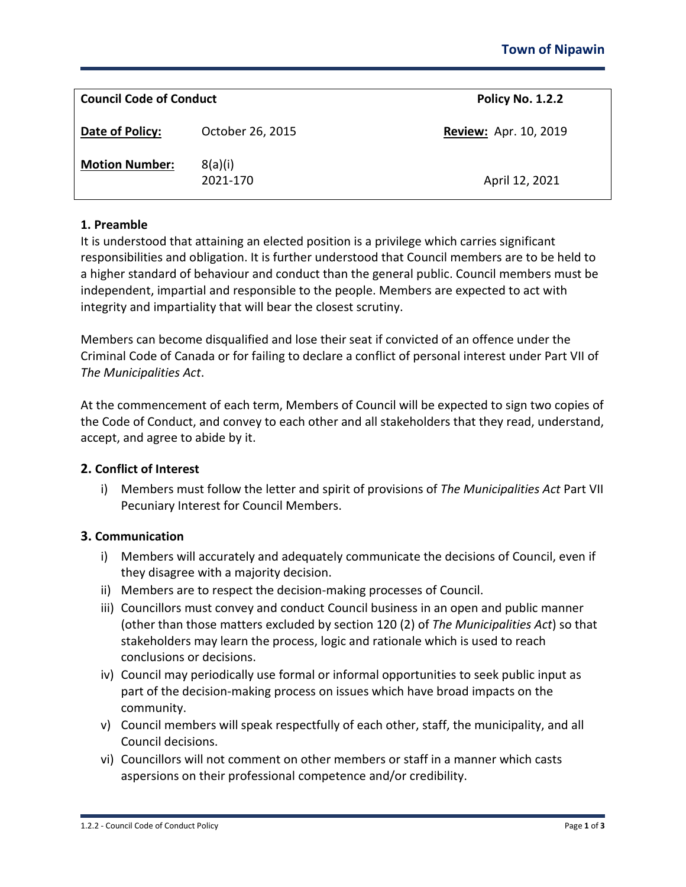Town of Nipawin

| **Council Code of Conduct** | | **Policy No. 1.2.2** |
| --- | --- | --- |
| **Date of Policy:** | October 26, 2015 | **Review:** Apr. 10, 2019 |
| **Motion Number:** | 8(a)(i)<br>2021-170 | April 12, 2021 |

## 1. Preamble

It is understood that attaining an elected position is a privilege which carries significant responsibilities and obligation. It is further understood that Council members are to be held to a higher standard of behaviour and conduct than the general public. Council members must be independent, impartial and responsible to the people. Members are expected to act with integrity and impartiality that will bear the closest scrutiny.

Members can become disqualified and lose their seat if convicted of an offence under the Criminal Code of Canada or for failing to declare a conflict of personal interest under Part VII of *The Municipalities Act*.

At the commencement of each term, Members of Council will be expected to sign two copies of the Code of Conduct, and convey to each other and all stakeholders that they read, understand, accept, and agree to abide by it.

## 2. Conflict of Interest

i) Members must follow the letter and spirit of provisions of *The Municipalities Act* Part VII Pecuniary Interest for Council Members.

## 3. Communication

i) Members will accurately and adequately communicate the decisions of Council, even if they disagree with a majority decision.
ii) Members are to respect the decision-making processes of Council.
iii) Councillors must convey and conduct Council business in an open and public manner (other than those matters excluded by section 120 (2) of *The Municipalities Act*) so that stakeholders may learn the process, logic and rationale which is used to reach conclusions or decisions.
iv) Council may periodically use formal or informal opportunities to seek public input as part of the decision-making process on issues which have broad impacts on the community.
v) Council members will speak respectfully of each other, staff, the municipality, and all Council decisions.
vi) Councillors will not comment on other members or staff in a manner which casts aspersions on their professional competence and/or credibility.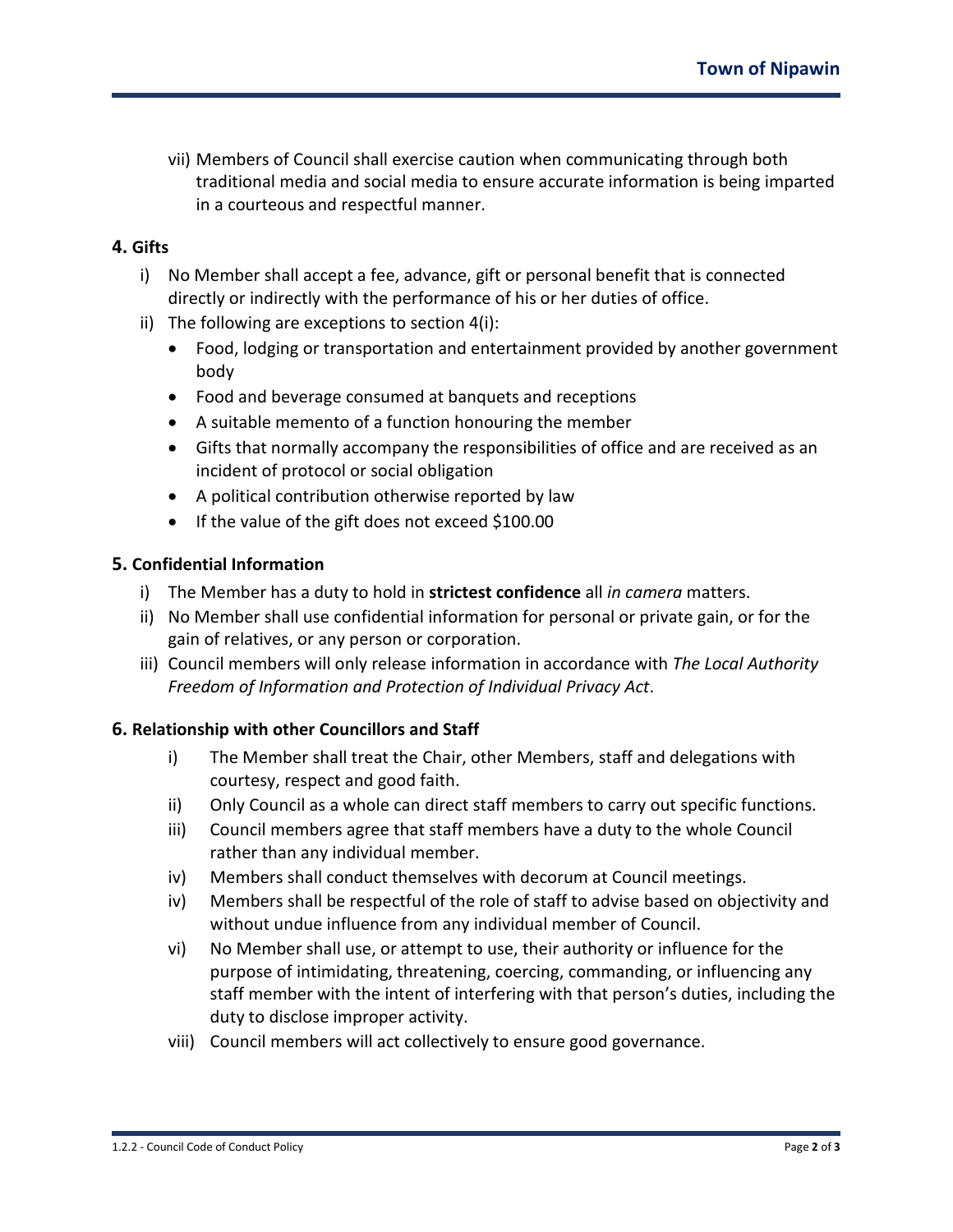vii) Members of Council shall exercise caution when communicating through both traditional media and social media to ensure accurate information is being imparted in a courteous and respectful manner.

### 4. Gifts

i) No Member shall accept a fee, advance, gift or personal benefit that is connected directly or indirectly with the performance of his or her duties of office.

ii) The following are exceptions to section 4(i):

- Food, lodging or transportation and entertainment provided by another government body
- Food and beverage consumed at banquets and receptions
- A suitable memento of a function honouring the member
- Gifts that normally accompany the responsibilities of office and are received as an incident of protocol or social obligation
- A political contribution otherwise reported by law
- If the value of the gift does not exceed $100.00

### 5. Confidential Information

i) The Member has a duty to hold in **strictest confidence** all *in camera* matters.

ii) No Member shall use confidential information for personal or private gain, or for the gain of relatives, or any person or corporation.

iii) Council members will only release information in accordance with *The Local Authority Freedom of Information and Protection of Individual Privacy Act*.

### 6. Relationship with other Councillors and Staff

i) The Member shall treat the Chair, other Members, staff and delegations with courtesy, respect and good faith.

ii) Only Council as a whole can direct staff members to carry out specific functions.

iii) Council members agree that staff members have a duty to the whole Council rather than any individual member.

iv) Members shall conduct themselves with decorum at Council meetings.

iv) Members shall be respectful of the role of staff to advise based on objectivity and without undue influence from any individual member of Council.

vi) No Member shall use, or attempt to use, their authority or influence for the purpose of intimidating, threatening, coercing, commanding, or influencing any staff member with the intent of interfering with that person's duties, including the duty to disclose improper activity.

viii) Council members will act collectively to ensure good governance.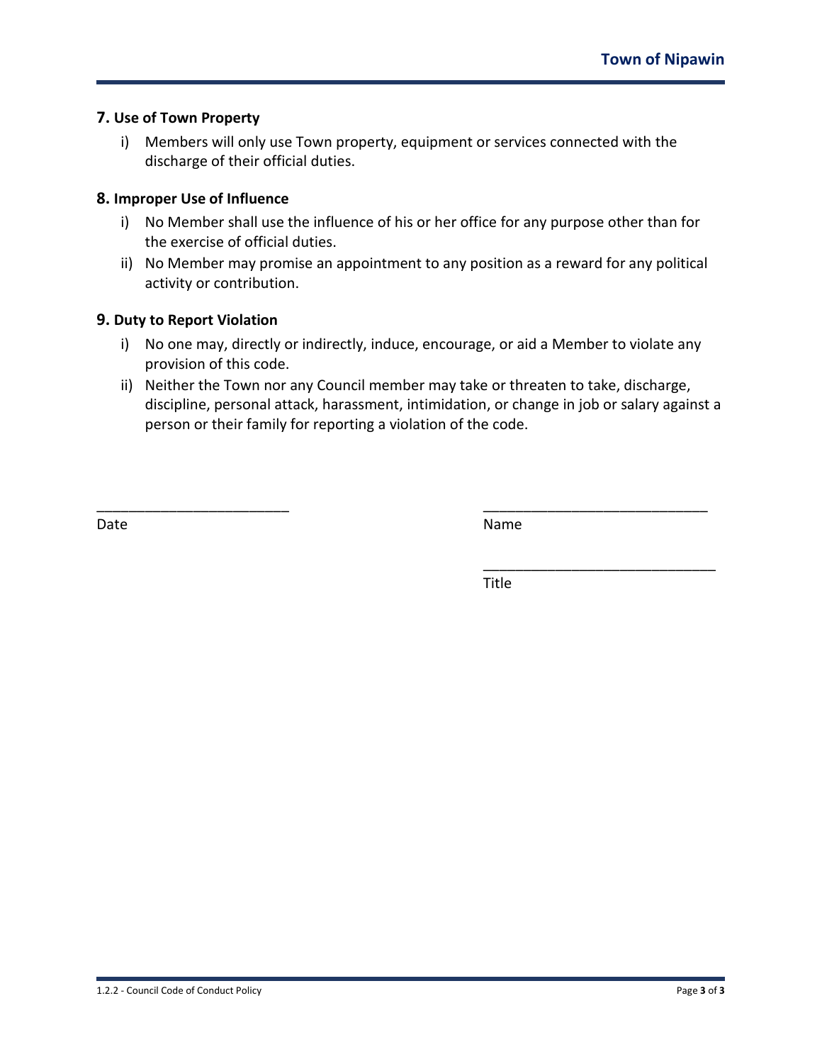## 7. Use of Town Property

i) Members will only use Town property, equipment or services connected with the discharge of their official duties.

## 8. Improper Use of Influence

i) No Member shall use the influence of his or her office for any purpose other than for the exercise of official duties.

ii) No Member may promise an appointment to any position as a reward for any political activity or contribution.

## 9. Duty to Report Violation

i) No one may, directly or indirectly, induce, encourage, or aid a Member to violate any provision of this code.

ii) Neither the Town nor any Council member may take or threaten to take, discharge, discipline, personal attack, harassment, intimidation, or change in job or salary against a person or their family for reporting a violation of the code.

________________________
Date

____________________________
Name

____________________________
Title